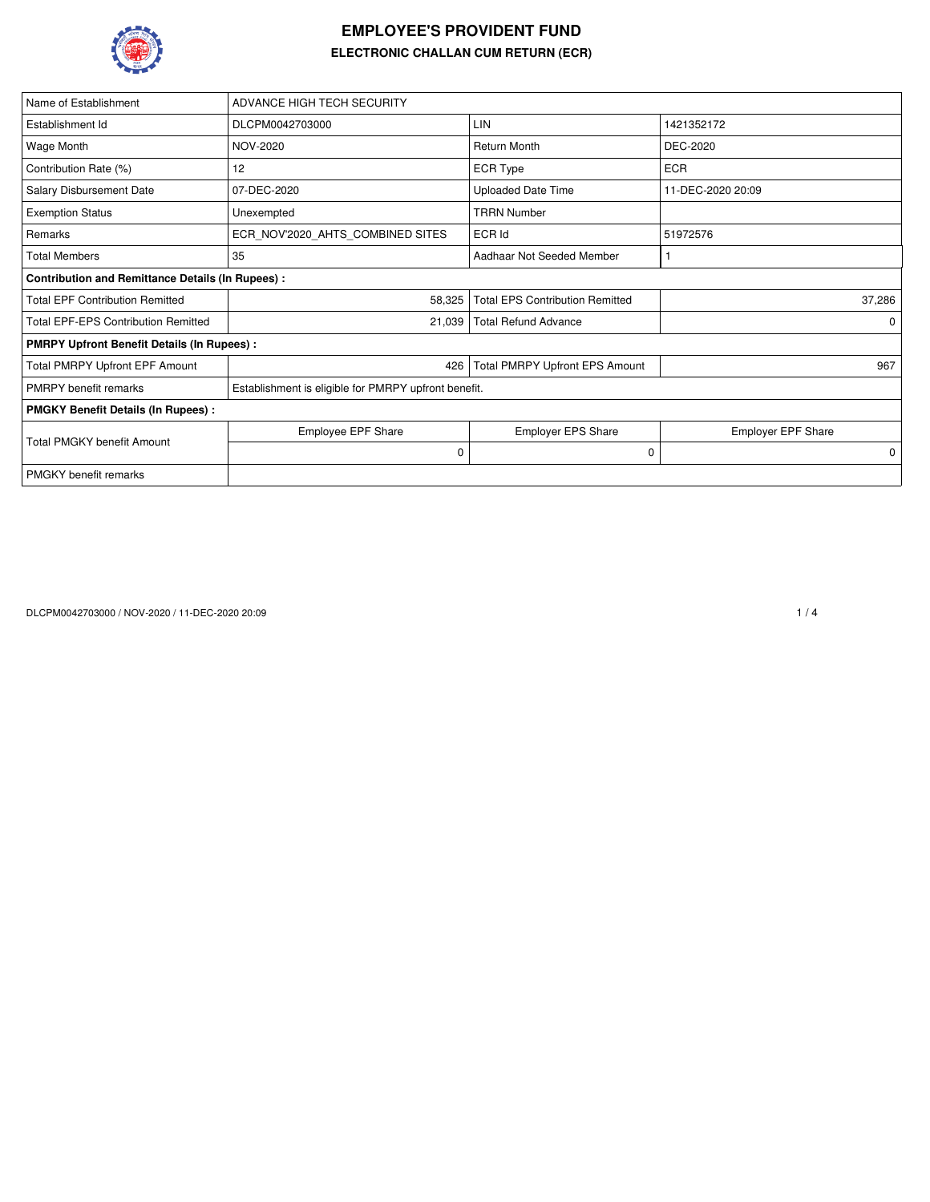# EMPLOYEE'S PROVIDENT FUND

## ELECTRONIC CHALLAN CUM RETURN (ECR)

| Name of Establishment | ADVANCE HIGH TECH SECURITY | | |
|---|---|---|---|
| Establishment Id | DLCPM0042703000 | LIN | 1421352172 |
| Wage Month | NOV-2020 | Return Month | DEC-2020 |
| Contribution Rate (%) | 12 | ECR Type | ECR |
| Salary Disbursement Date | 07-DEC-2020 | Uploaded Date Time | 11-DEC-2020 20:09 |
| Exemption Status | Unexempted | TRRN Number | |
| Remarks | ECR_NOV'2020_AHTS_COMBINED SITES | ECR Id | 51972576 |
| Total Members | 35 | Aadhaar Not Seeded Member | 1 |
| **Contribution and Remittance Details (In Rupees) :** | | | |
| Total EPF Contribution Remitted | 58,325 | Total EPS Contribution Remitted | 37,286 |
| Total EPF-EPS Contribution Remitted | 21,039 | Total Refund Advance | 0 |
| **PMRPY Upfront Benefit Details (In Rupees) :** | | | |
| Total PMRPY Upfront EPF Amount | 426 | Total PMRPY Upfront EPS Amount | 967 |
| PMRPY benefit remarks | Establishment is eligible for PMRPY upfront benefit. | | |
| **PMGKY Benefit Details (In Rupees) :** | | | |
| Total PMGKY benefit Amount | Employee EPF Share | Employer EPS Share | Employer EPF Share |
| | 0 | 0 | 0 |
| PMGKY benefit remarks | | | |

DLCPM0042703000 / NOV-2020 / 11-DEC-2020 20:09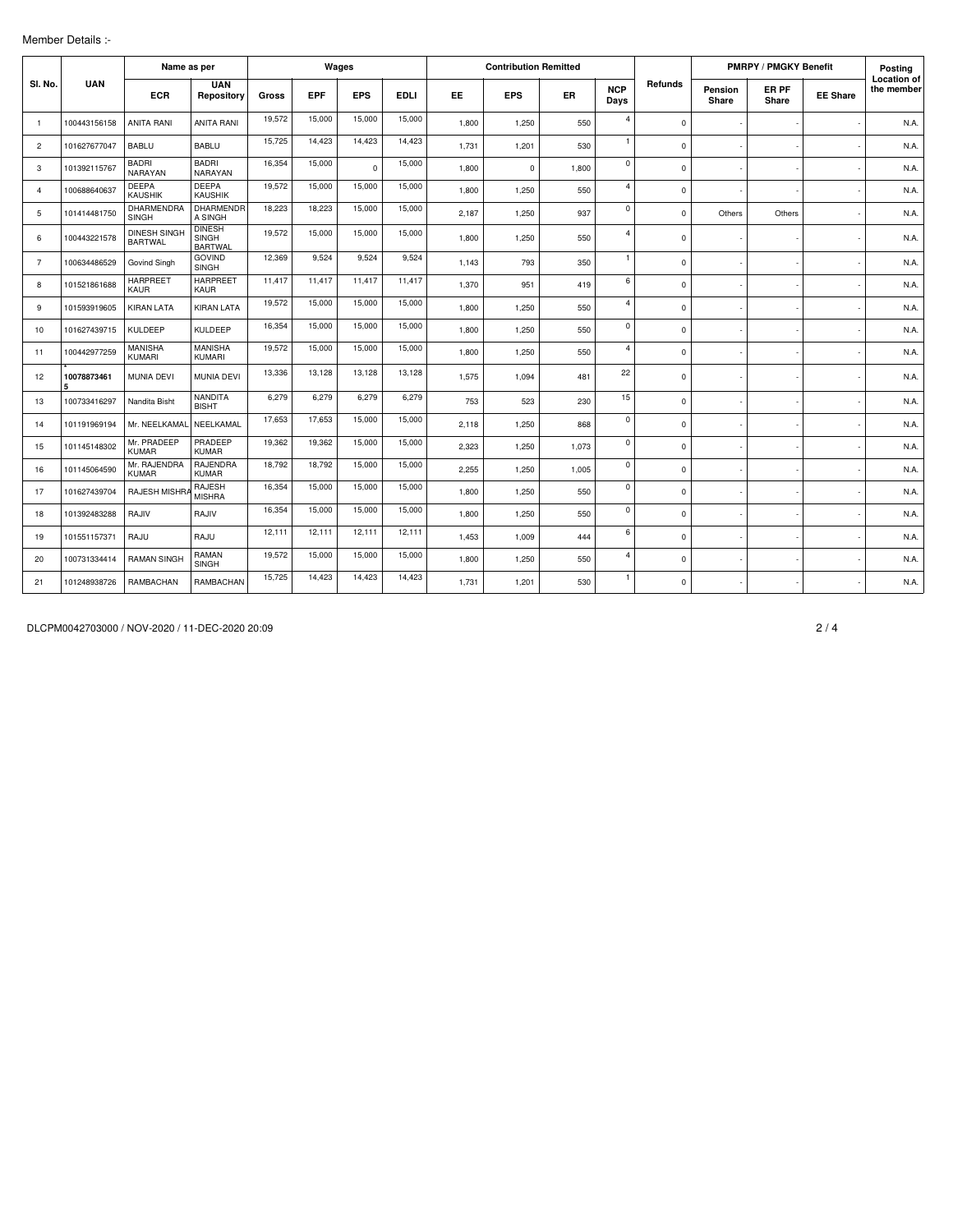Member Details :-

| Sl. No. | UAN | Name as per | | Wages | | | | Contribution Remitted | | | | Refunds | PMRPY / PMGKY Benefit | | | Posting Location of the member |
|---|---|---|---|---|---|---|---|---|---|---|---|---|---|---|---|---|
| | | ECR | UAN Repository | Gross | EPF | EPS | EDLI | EE | EPS | ER | NCP Days | | Pension Share | ER PF Share | EE Share | |
| 1 | 100443156158 | ANITA RANI | ANITA RANI | 19,572 | 15,000 | 15,000 | 15,000 | 1,800 | 1,250 | 550 | 4 | 0 | - | - | - | N.A. |
| 2 | 101627677047 | BABLU | BABLU | 15,725 | 14,423 | 14,423 | 14,423 | 1,731 | 1,201 | 530 | 1 | 0 | - | - | - | N.A. |
| 3 | 101392115767 | BADRI NARAYAN | BADRI NARAYAN | 16,354 | 15,000 | 0 | 15,000 | 1,800 | 0 | 1,800 | 0 | 0 | - | - | - | N.A. |
| 4 | 100688640637 | DEEPA KAUSHIK | DEEPA KAUSHIK | 19,572 | 15,000 | 15,000 | 15,000 | 1,800 | 1,250 | 550 | 4 | 0 | - | - | - | N.A. |
| 5 | 101414481750 | DHARMENDRA SINGH | DHARMENDRA SINGH | 18,223 | 18,223 | 15,000 | 15,000 | 2,187 | 1,250 | 937 | 0 | 0 | Others | Others | - | N.A. |
| 6 | 100443221578 | DINESH SINGH BARTWAL | DINESH SINGH BARTWAL | 19,572 | 15,000 | 15,000 | 15,000 | 1,800 | 1,250 | 550 | 4 | 0 | - | - | - | N.A. |
| 7 | 100634486529 | Govind Singh | GOVIND SINGH | 12,369 | 9,524 | 9,524 | 9,524 | 1,143 | 793 | 350 | 1 | 0 | - | - | - | N.A. |
| 8 | 101521861688 | HARPREET KAUR | HARPREET KAUR | 11,417 | 11,417 | 11,417 | 11,417 | 1,370 | 951 | 419 | 6 | 0 | - | - | - | N.A. |
| 9 | 101593919605 | KIRAN LATA | KIRAN LATA | 19,572 | 15,000 | 15,000 | 15,000 | 1,800 | 1,250 | 550 | 4 | 0 | - | - | - | N.A. |
| 10 | 101627439715 | KULDEEP | KULDEEP | 16,354 | 15,000 | 15,000 | 15,000 | 1,800 | 1,250 | 550 | 0 | 0 | - | - | - | N.A. |
| 11 | 100442977259 | MANISHA KUMARI | MANISHA KUMARI | 19,572 | 15,000 | 15,000 | 15,000 | 1,800 | 1,250 | 550 | 4 | 0 | - | - | - | N.A. |
| 12 | **100788734615** * | MUNIA DEVI | MUNIA DEVI | 13,336 | 13,128 | 13,128 | 13,128 | 1,575 | 1,094 | 481 | 22 | 0 | - | - | - | N.A. |
| 13 | 100733416297 | Nandita Bisht | NANDITA BISHT | 6,279 | 6,279 | 6,279 | 6,279 | 753 | 523 | 230 | 15 | 0 | - | - | - | N.A. |
| 14 | 101191969194 | Mr. NEELKAMAL | NEELKAMAL | 17,653 | 17,653 | 15,000 | 15,000 | 2,118 | 1,250 | 868 | 0 | 0 | - | - | - | N.A. |
| 15 | 101145148302 | Mr. PRADEEP KUMAR | PRADEEP KUMAR | 19,362 | 19,362 | 15,000 | 15,000 | 2,323 | 1,250 | 1,073 | 0 | 0 | - | - | - | N.A. |
| 16 | 101145064590 | Mr. RAJENDRA KUMAR | RAJENDRA KUMAR | 18,792 | 18,792 | 15,000 | 15,000 | 2,255 | 1,250 | 1,005 | 0 | 0 | - | - | - | N.A. |
| 17 | 101627439704 | RAJESH MISHRA | RAJESH MISHRA | 16,354 | 15,000 | 15,000 | 15,000 | 1,800 | 1,250 | 550 | 0 | 0 | - | - | - | N.A. |
| 18 | 101392483288 | RAJIV | RAJIV | 16,354 | 15,000 | 15,000 | 15,000 | 1,800 | 1,250 | 550 | 0 | 0 | - | - | - | N.A. |
| 19 | 101551157371 | RAJU | RAJU | 12,111 | 12,111 | 12,111 | 12,111 | 1,453 | 1,009 | 444 | 6 | 0 | - | - | - | N.A. |
| 20 | 100731334414 | RAMAN SINGH | RAMAN SINGH | 19,572 | 15,000 | 15,000 | 15,000 | 1,800 | 1,250 | 550 | 4 | 0 | - | - | - | N.A. |
| 21 | 101248938726 | RAMBACHAN | RAMBACHAN | 15,725 | 14,423 | 14,423 | 14,423 | 1,731 | 1,201 | 530 | 1 | 0 | - | - | - | N.A. |

DLCPM0042703000 / NOV-2020 / 11-DEC-2020 20:09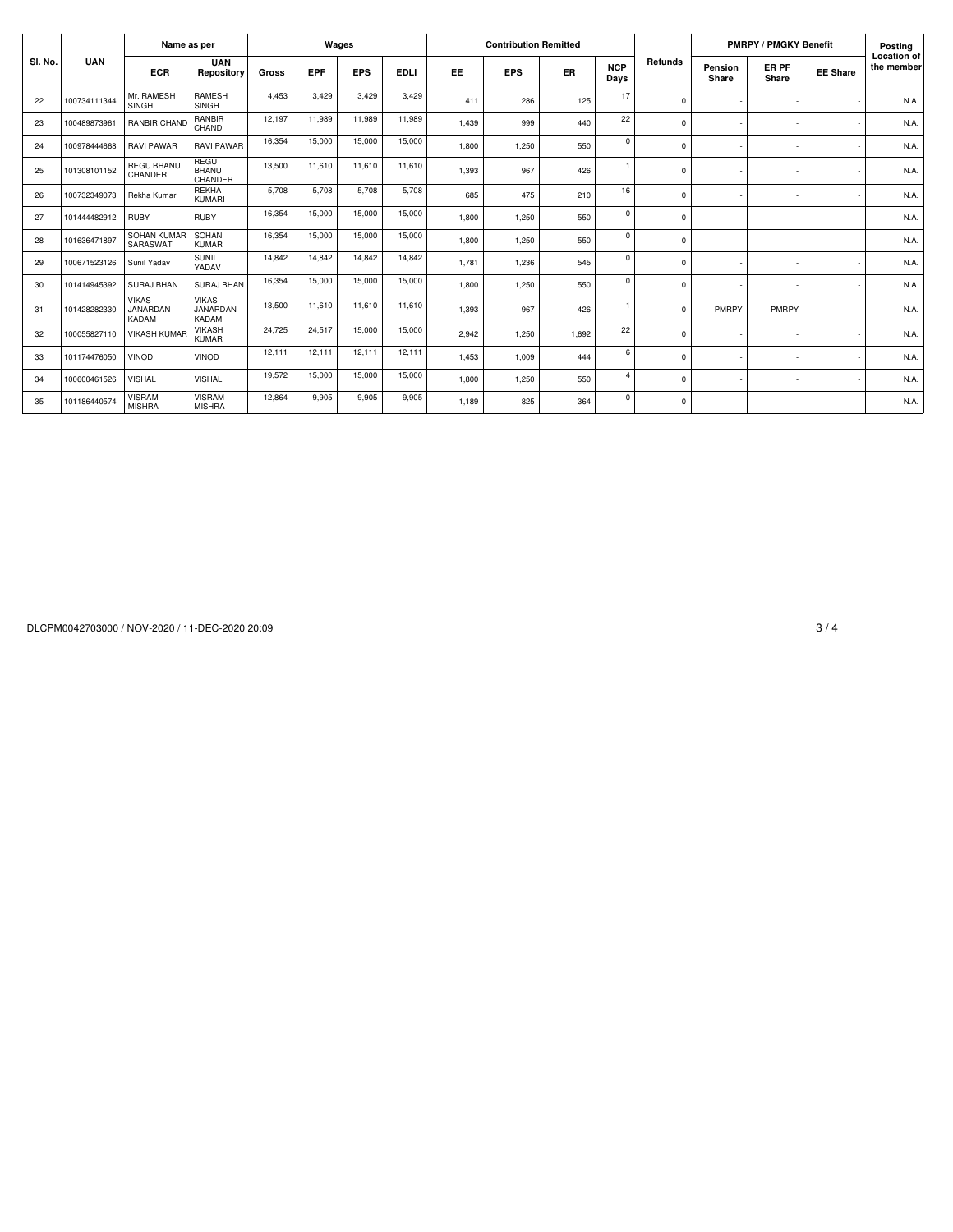| Sl. No. | UAN | Name as per | | Wages | | | | Contribution Remitted | | | | Refunds | PMRPY / PMGKY Benefit | | | Posting Location of the member |
|---|---|---|---|---|---|---|---|---|---|---|---|---|---|---|---|---|
| | | ECR | UAN Repository | Gross | EPF | EPS | EDLI | EE | EPS | ER | NCP Days | | Pension Share | ER PF Share | EE Share | |
| 22 | 100734111344 | Mr. RAMESH SINGH | RAMESH SINGH | 4,453 | 3,429 | 3,429 | 3,429 | 411 | 286 | 125 | 17 | 0 | - | - | - | N.A. |
| 23 | 100489873961 | RANBIR CHAND | RANBIR CHAND | 12,197 | 11,989 | 11,989 | 11,989 | 1,439 | 999 | 440 | 22 | 0 | - | - | - | N.A. |
| 24 | 100978444668 | RAVI PAWAR | RAVI PAWAR | 16,354 | 15,000 | 15,000 | 15,000 | 1,800 | 1,250 | 550 | 0 | 0 | - | - | - | N.A. |
| 25 | 101308101152 | REGU BHANU CHANDER | REGU BHANU CHANDER | 13,500 | 11,610 | 11,610 | 11,610 | 1,393 | 967 | 426 | 1 | 0 | - | - | - | N.A. |
| 26 | 100732349073 | Rekha Kumari | REKHA KUMARI | 5,708 | 5,708 | 5,708 | 5,708 | 685 | 475 | 210 | 16 | 0 | - | - | - | N.A. |
| 27 | 101444482912 | RUBY | RUBY | 16,354 | 15,000 | 15,000 | 15,000 | 1,800 | 1,250 | 550 | 0 | 0 | - | - | - | N.A. |
| 28 | 101636471897 | SOHAN KUMAR SARASWAT | SOHAN KUMAR | 16,354 | 15,000 | 15,000 | 15,000 | 1,800 | 1,250 | 550 | 0 | 0 | - | - | - | N.A. |
| 29 | 100671523126 | Sunil Yadav | SUNIL YADAV | 14,842 | 14,842 | 14,842 | 14,842 | 1,781 | 1,236 | 545 | 0 | 0 | - | - | - | N.A. |
| 30 | 101414945392 | SURAJ BHAN | SURAJ BHAN | 16,354 | 15,000 | 15,000 | 15,000 | 1,800 | 1,250 | 550 | 0 | 0 | - | - | - | N.A. |
| 31 | 101428282330 | VIKAS JANARDAN KADAM | VIKAS JANARDAN KADAM | 13,500 | 11,610 | 11,610 | 11,610 | 1,393 | 967 | 426 | 1 | 0 | PMRPY | PMRPY | - | N.A. |
| 32 | 100055827110 | VIKASH KUMAR | VIKASH KUMAR | 24,725 | 24,517 | 15,000 | 15,000 | 2,942 | 1,250 | 1,692 | 22 | 0 | - | - | - | N.A. |
| 33 | 101174476050 | VINOD | VINOD | 12,111 | 12,111 | 12,111 | 12,111 | 1,453 | 1,009 | 444 | 6 | 0 | - | - | - | N.A. |
| 34 | 100600461526 | VISHAL | VISHAL | 19,572 | 15,000 | 15,000 | 15,000 | 1,800 | 1,250 | 550 | 4 | 0 | - | - | - | N.A. |
| 35 | 101186440574 | VISRAM MISHRA | VISRAM MISHRA | 12,864 | 9,905 | 9,905 | 9,905 | 1,189 | 825 | 364 | 0 | 0 | - | - | - | N.A. |

DLCPM0042703000 / NOV-2020 / 11-DEC-2020 20:09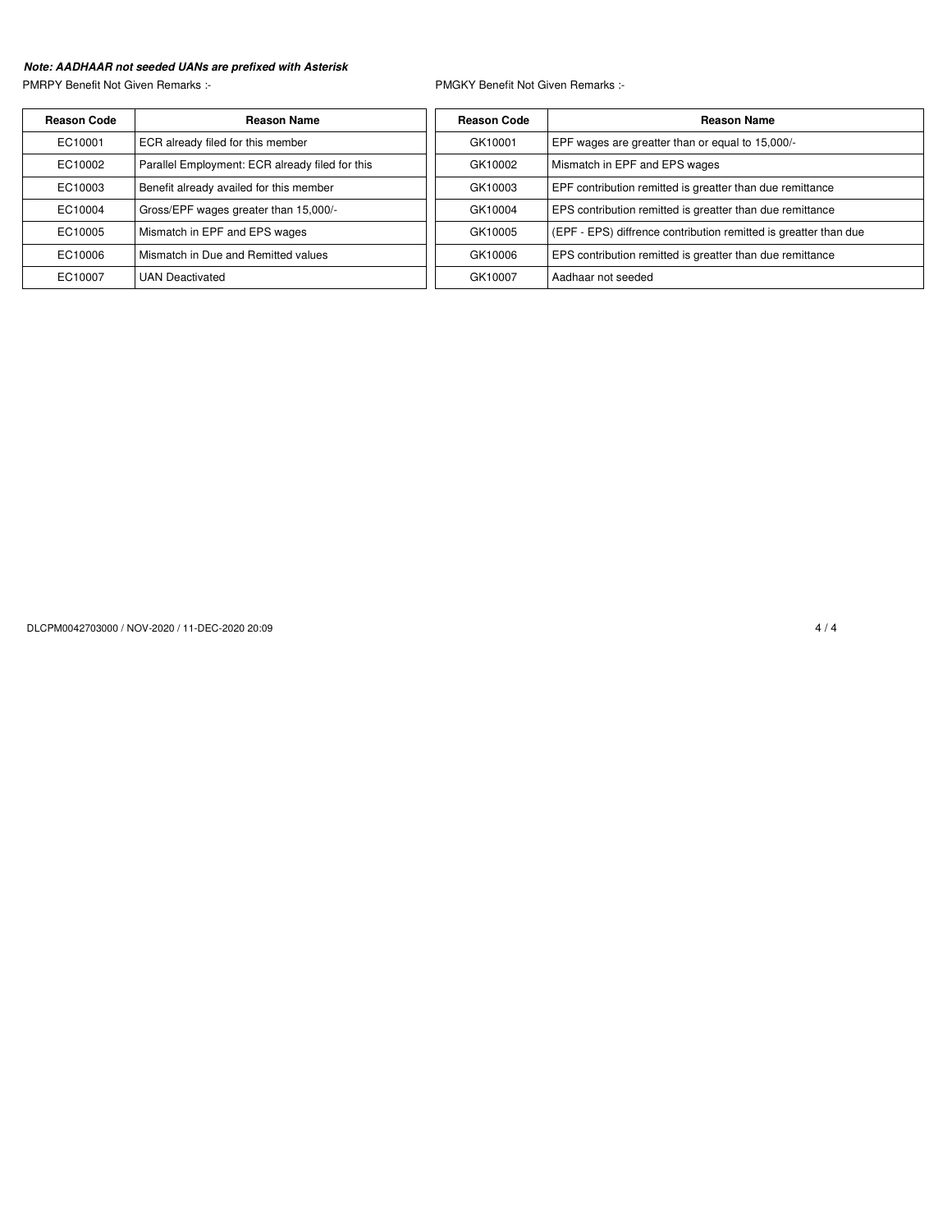***Note: AADHAAR not seeded UANs are prefixed with Asterisk***

PMRPY Benefit Not Given Remarks :-

| Reason Code | Reason Name |
|---|---|
| EC10001 | ECR already filed for this member |
| EC10002 | Parallel Employment: ECR already filed for this |
| EC10003 | Benefit already availed for this member |
| EC10004 | Gross/EPF wages greater than 15,000/- |
| EC10005 | Mismatch in EPF and EPS wages |
| EC10006 | Mismatch in Due and Remitted values |
| EC10007 | UAN Deactivated |

PMGKY Benefit Not Given Remarks :-

| Reason Code | Reason Name |
|---|---|
| GK10001 | EPF wages are greatter than or equal to 15,000/- |
| GK10002 | Mismatch in EPF and EPS wages |
| GK10003 | EPF contribution remitted is greatter than due remittance |
| GK10004 | EPS contribution remitted is greatter than due remittance |
| GK10005 | (EPF - EPS) diffrence contribution remitted is greatter than due |
| GK10006 | EPS contribution remitted is greatter than due remittance |
| GK10007 | Aadhaar not seeded |

DLCPM0042703000 / NOV-2020 / 11-DEC-2020 20:09